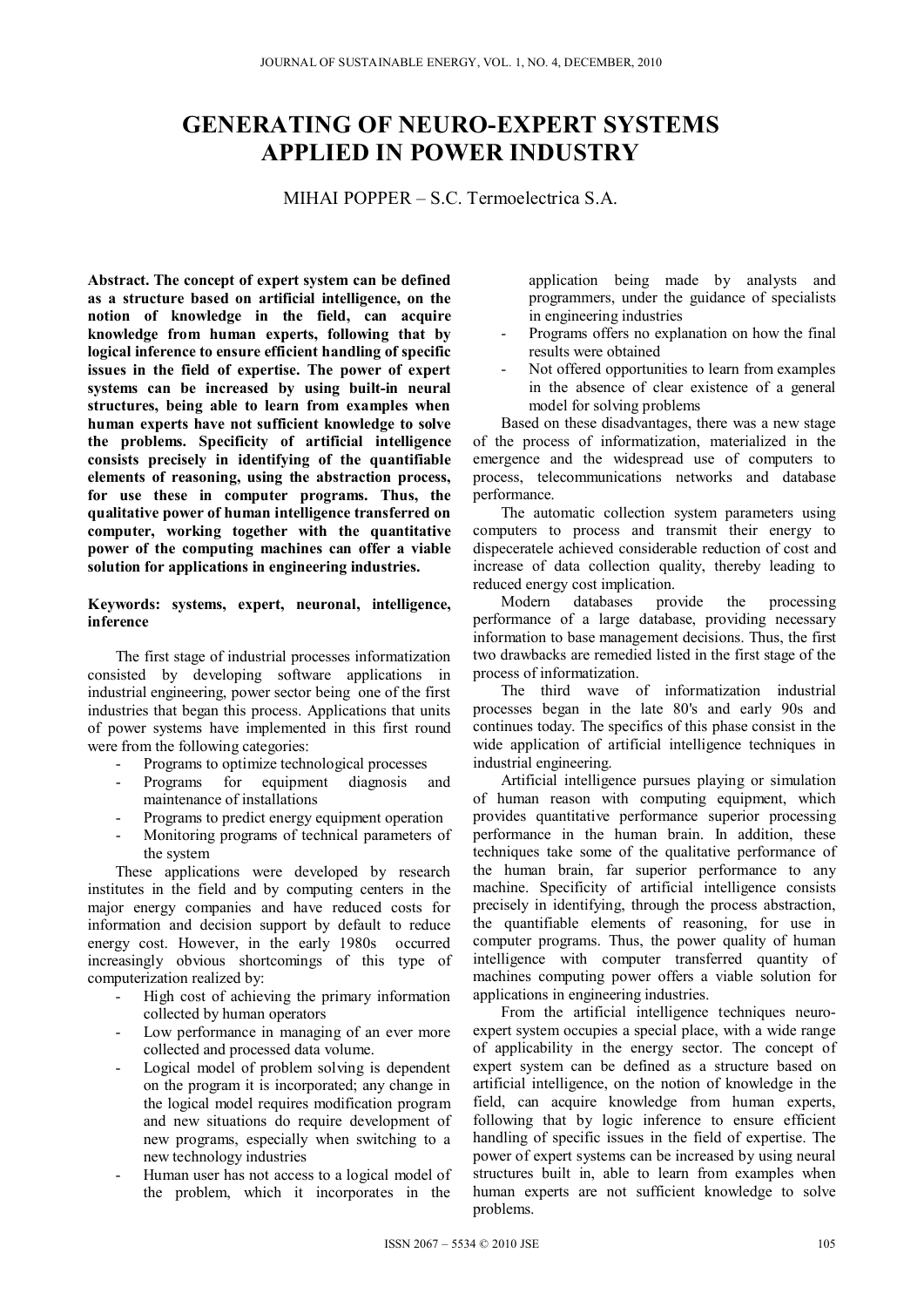# GENERATING OF NEURO-EXPERT SYSTEMS APPLIED IN POWER INDUSTRY

MIHAI POPPER – S.C. Termoelectrica S.A.

**Abstract. The concept of expert system can be defined as a structure based on artificial intelligence, on the notion of knowledge in the field, can acquire knowledge from human experts, following that by logical inference to ensure efficient handling of specific issues in the field of expertise. The power of expert systems can be increased by using built-in neural structures, being able to learn from examples when human experts have not sufficient knowledge to solve the problems. Specificity of artificial intelligence consists precisely in identifying of the quantifiable elements of reasoning, using the abstraction process, for use these in computer programs. Thus, the qualitative power of human intelligence transferred on computer, working together with the quantitative power of the computing machines can offer a viable solution for applications in engineering industries.**

**Keywords: systems, expert, neuronal, intelligence, inference**

The first stage of industrial processes informatization consisted by developing software applications in industrial engineering, power sector being one of the first industries that began this process. Applications that units of power systems have implemented in this first round were from the following categories:

- Programs to optimize technological processes
- Programs for equipment diagnosis and maintenance of installations
- Programs to predict energy equipment operation
- Monitoring programs of technical parameters of the system

These applications were developed by research institutes in the field and by computing centers in the major energy companies and have reduced costs for information and decision support by default to reduce energy cost. However, in the early 1980s occurred increasingly obvious shortcomings of this type of computerization realized by:

- High cost of achieving the primary information collected by human operators
- Low performance in managing of an ever more collected and processed data volume.
- Logical model of problem solving is dependent on the program it is incorporated; any change in the logical model requires modification program and new situations do require development of new programs, especially when switching to a new technology industries
- Human user has not access to a logical model of the problem, which it incorporates in the application being made by analysts and programmers, under the guidance of specialists in engineering industries
- Programs offers no explanation on how the final results were obtained
- Not offered opportunities to learn from examples in the absence of clear existence of a general model for solving problems

Based on these disadvantages, there was a new stage of the process of informatization, materialized in the emergence and the widespread use of computers to process, telecommunications networks and database performance.

The automatic collection system parameters using computers to process and transmit their energy to dispeceratele achieved considerable reduction of cost and increase of data collection quality, thereby leading to reduced energy cost implication.

Modern databases provide the processing performance of a large database, providing necessary information to base management decisions. Thus, the first two drawbacks are remedied listed in the first stage of the process of informatization.

The third wave of informatization industrial processes began in the late 80's and early 90s and continues today. The specifics of this phase consist in the wide application of artificial intelligence techniques in industrial engineering.

Artificial intelligence pursues playing or simulation of human reason with computing equipment, which provides quantitative performance superior processing performance in the human brain. In addition, these techniques take some of the qualitative performance of the human brain, far superior performance to any machine. Specificity of artificial intelligence consists precisely in identifying, through the process abstraction, the quantifiable elements of reasoning, for use in computer programs. Thus, the power quality of human intelligence with computer transferred quantity of machines computing power offers a viable solution for applications in engineering industries.

From the artificial intelligence techniques neuro-expert system occupies a special place, with a wide range of applicability in the energy sector. The concept of expert system can be defined as a structure based on artificial intelligence, on the notion of knowledge in the field, can acquire knowledge from human experts, following that by logic inference to ensure efficient handling of specific issues in the field of expertise. The power of expert systems can be increased by using neural structures built in, able to learn from examples when human experts are not sufficient knowledge to solve problems.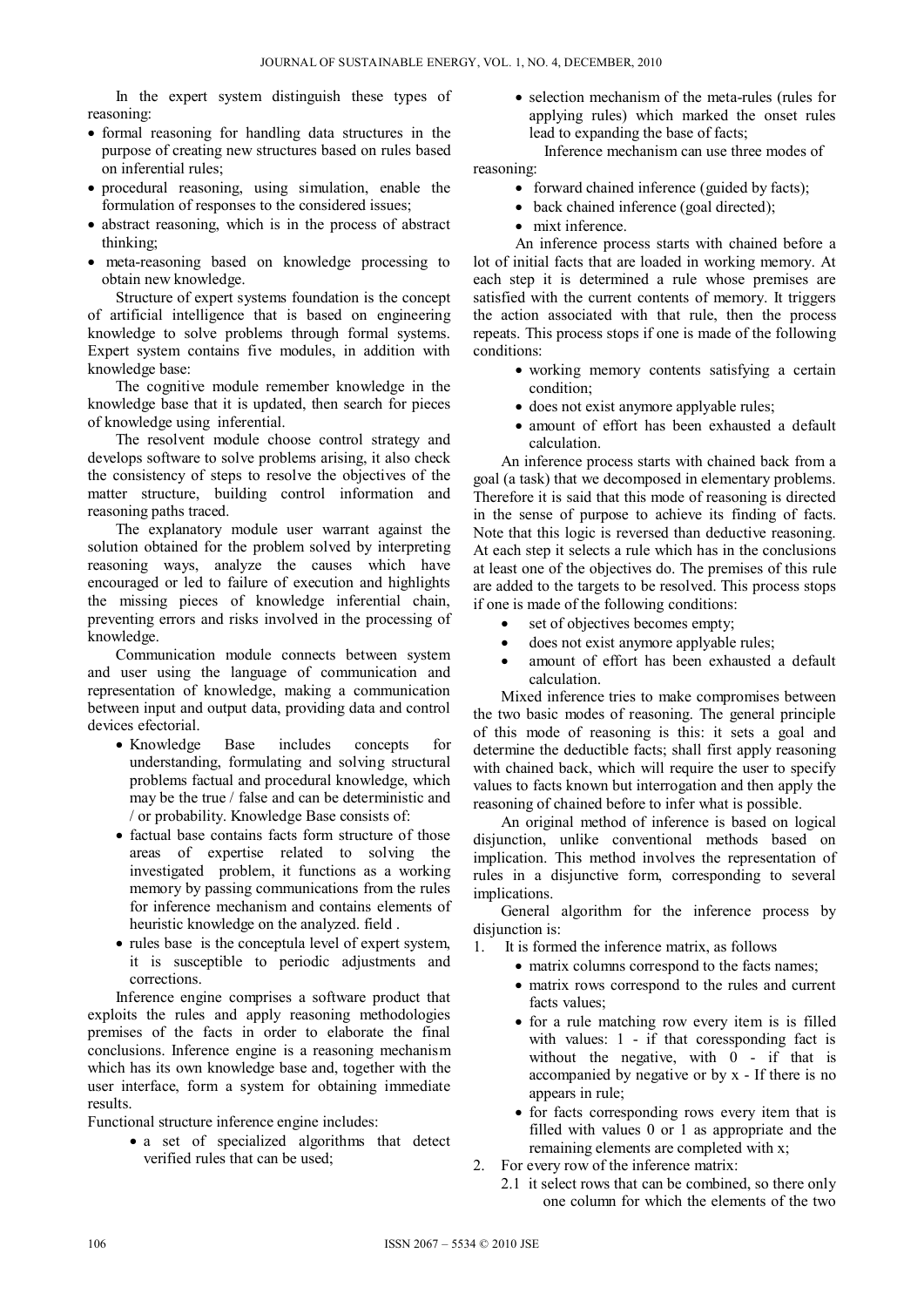In the expert system distinguish these types of reasoning:

- formal reasoning for handling data structures in the purpose of creating new structures based on rules based on inferential rules;
- procedural reasoning, using simulation, enable the formulation of responses to the considered issues;
- abstract reasoning, which is in the process of abstract thinking;
- meta-reasoning based on knowledge processing to obtain new knowledge.

Structure of expert systems foundation is the concept of artificial intelligence that is based on engineering knowledge to solve problems through formal systems. Expert system contains five modules, in addition with knowledge base:

The cognitive module remember knowledge in the knowledge base that it is updated, then search for pieces of knowledge using inferential.

The resolvent module choose control strategy and develops software to solve problems arising, it also check the consistency of steps to resolve the objectives of the matter structure, building control information and reasoning paths traced.

The explanatory module user warrant against the solution obtained for the problem solved by interpreting reasoning ways, analyze the causes which have encouraged or led to failure of execution and highlights the missing pieces of knowledge inferential chain, preventing errors and risks involved in the processing of knowledge.

Communication module connects between system and user using the language of communication and representation of knowledge, making a communication between input and output data, providing data and control devices efectorial.

- Knowledge Base includes concepts for understanding, formulating and solving structural problems factual and procedural knowledge, which may be the true / false and can be deterministic and / or probability. Knowledge Base consists of:
- factual base contains facts form structure of those areas of expertise related to solving the investigated problem, it functions as a working memory by passing communications from the rules for inference mechanism and contains elements of heuristic knowledge on the analyzed. field .
- rules base is the conceptula level of expert system, it is susceptible to periodic adjustments and corrections.

Inference engine comprises a software product that exploits the rules and apply reasoning methodologies premises of the facts in order to elaborate the final conclusions. Inference engine is a reasoning mechanism which has its own knowledge base and, together with the user interface, form a system for obtaining immediate results.

Functional structure inference engine includes:

- a set of specialized algorithms that detect verified rules that can be used;
- selection mechanism of the meta-rules (rules for applying rules) which marked the onset rules lead to expanding the base of facts;

Inference mechanism can use three modes of reasoning:

- forward chained inference (guided by facts);
- back chained inference (goal directed);
- mixt inference.

An inference process starts with chained before a lot of initial facts that are loaded in working memory. At each step it is determined a rule whose premises are satisfied with the current contents of memory. It triggers the action associated with that rule, then the process repeats. This process stops if one is made of the following conditions:

- working memory contents satisfying a certain condition;
- does not exist anymore applyable rules;
- amount of effort has been exhausted a default calculation.

An inference process starts with chained back from a goal (a task) that we decomposed in elementary problems. Therefore it is said that this mode of reasoning is directed in the sense of purpose to achieve its finding of facts. Note that this logic is reversed than deductive reasoning. At each step it selects a rule which has in the conclusions at least one of the objectives do. The premises of this rule are added to the targets to be resolved. This process stops if one is made of the following conditions:

- set of objectives becomes empty;
- does not exist anymore applyable rules;
- amount of effort has been exhausted a default calculation.

Mixed inference tries to make compromises between the two basic modes of reasoning. The general principle of this mode of reasoning is this: it sets a goal and determine the deductible facts; shall first apply reasoning with chained back, which will require the user to specify values to facts known but interrogation and then apply the reasoning of chained before to infer what is possible.

An original method of inference is based on logical disjunction, unlike conventional methods based on implication. This method involves the representation of rules in a disjunctive form, corresponding to several implications.

General algorithm for the inference process by disjunction is:

1. It is formed the inference matrix, as follows
   - matrix columns correspond to the facts names;
   - matrix rows correspond to the rules and current facts values;
   - for a rule matching row every item is is filled with values: 1 - if that coressponding fact is without the negative, with 0 - if that is accompanied by negative or by x - If there is no appears in rule;
   - for facts corresponding rows every item that is filled with values 0 or 1 as appropriate and the remaining elements are completed with x;
2. For every row of the inference matrix:
   2.1 it select rows that can be combined, so there only one column for which the elements of the two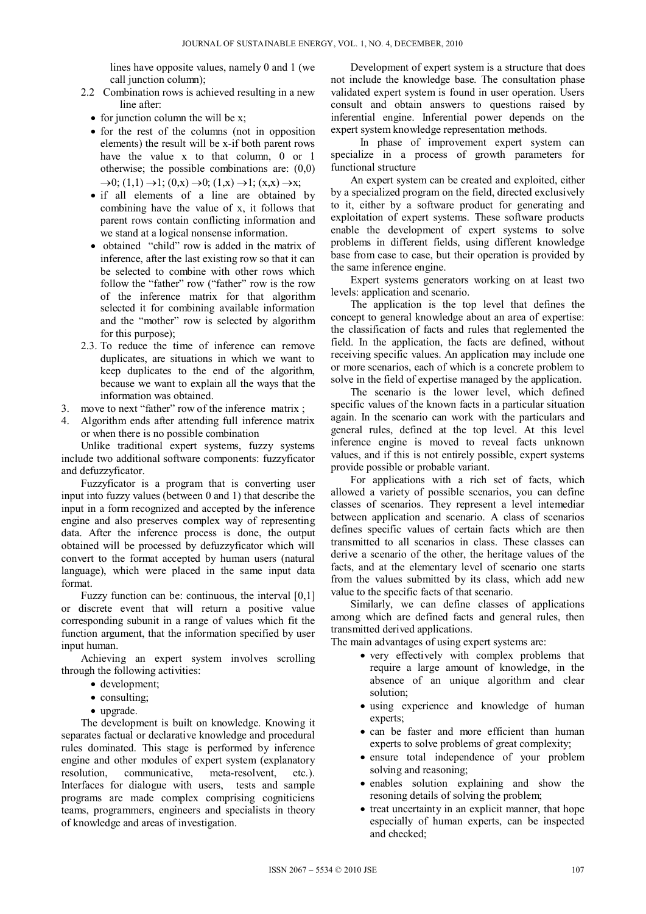lines have opposite values, namely 0 and 1 (we call junction column);

2.2 Combination rows is achieved resulting in a new line after:
   - for junction column the will be x;
   - for the rest of the columns (not in opposition elements) the result will be x-if both parent rows have the value x to that column, 0 or 1 otherwise; the possible combinations are: $(0,0) \rightarrow 0$; $(1,1) \rightarrow 1$; $(0,x) \rightarrow 0$; $(1,x) \rightarrow 1$; $(x,x) \rightarrow x$;
   - if all elements of a line are obtained by combining have the value of x, it follows that parent rows contain conflicting information and we stand at a logical nonsense information.
   - obtained "child" row is added in the matrix of inference, after the last existing row so that it can be selected to combine with other rows which follow the "father" row ("father" row is the row of the inference matrix for that algorithm selected it for combining available information and the "mother" row is selected by algorithm for this purpose);

2.3. To reduce the time of inference can remove duplicates, are situations in which we want to keep duplicates to the end of the algorithm, because we want to explain all the ways that the information was obtained.

3. move to next "father" row of the inference matrix ;
4. Algorithm ends after attending full inference matrix or when there is no possible combination

Unlike traditional expert systems, fuzzy systems include two additional software components: fuzzyficator and defuzzyficator.

Fuzzyficator is a program that is converting user input into fuzzy values (between 0 and 1) that describe the input in a form recognized and accepted by the inference engine and also preserves complex way of representing data. After the inference process is done, the output obtained will be processed by defuzzyficator which will convert to the format accepted by human users (natural language), which were placed in the same input data format.

Fuzzy function can be: continuous, the interval [0,1] or discrete event that will return a positive value corresponding subunit in a range of values which fit the function argument, that the information specified by user input human.

Achieving an expert system involves scrolling through the following activities:

- development;
- consulting;
- upgrade.

The development is built on knowledge. Knowing it separates factual or declarative knowledge and procedural rules dominated. This stage is performed by inference engine and other modules of expert system (explanatory resolution, communicative, meta-resolvent, etc.). Interfaces for dialogue with users, tests and sample programs are made complex comprising cogniticiens teams, programmers, engineers and specialists in theory of knowledge and areas of investigation.

Development of expert system is a structure that does not include the knowledge base. The consultation phase validated expert system is found in user operation. Users consult and obtain answers to questions raised by inferential engine. Inferential power depends on the expert system knowledge representation methods.

In phase of improvement expert system can specialize in a process of growth parameters for functional structure

An expert system can be created and exploited, either by a specialized program on the field, directed exclusively to it, either by a software product for generating and exploitation of expert systems. These software products enable the development of expert systems to solve problems in different fields, using different knowledge base from case to case, but their operation is provided by the same inference engine.

Expert systems generators working on at least two levels: application and scenario.

The application is the top level that defines the concept to general knowledge about an area of expertise: the classification of facts and rules that reglemented the field. In the application, the facts are defined, without receiving specific values. An application may include one or more scenarios, each of which is a concrete problem to solve in the field of expertise managed by the application.

The scenario is the lower level, which defined specific values of the known facts in a particular situation again. In the scenario can work with the particulars and general rules, defined at the top level. At this level inference engine is moved to reveal facts unknown values, and if this is not entirely possible, expert systems provide possible or probable variant.

For applications with a rich set of facts, which allowed a variety of possible scenarios, you can define classes of scenarios. They represent a level intemediar between application and scenario. A class of scenarios defines specific values of certain facts which are then transmitted to all scenarios in class. These classes can derive a scenario of the other, the heritage values of the facts, and at the elementary level of scenario one starts from the values submitted by its class, which add new value to the specific facts of that scenario.

Similarly, we can define classes of applications among which are defined facts and general rules, then transmitted derived applications.

The main advantages of using expert systems are:

- very effectively with complex problems that require a large amount of knowledge, in the absence of an unique algorithm and clear solution;
- using experience and knowledge of human experts;
- can be faster and more efficient than human experts to solve problems of great complexity;
- ensure total independence of your problem solving and reasoning;
- enables solution explaining and show the resoning details of solving the problem;
- treat uncertainty in an explicit manner, that hope especially of human experts, can be inspected and checked;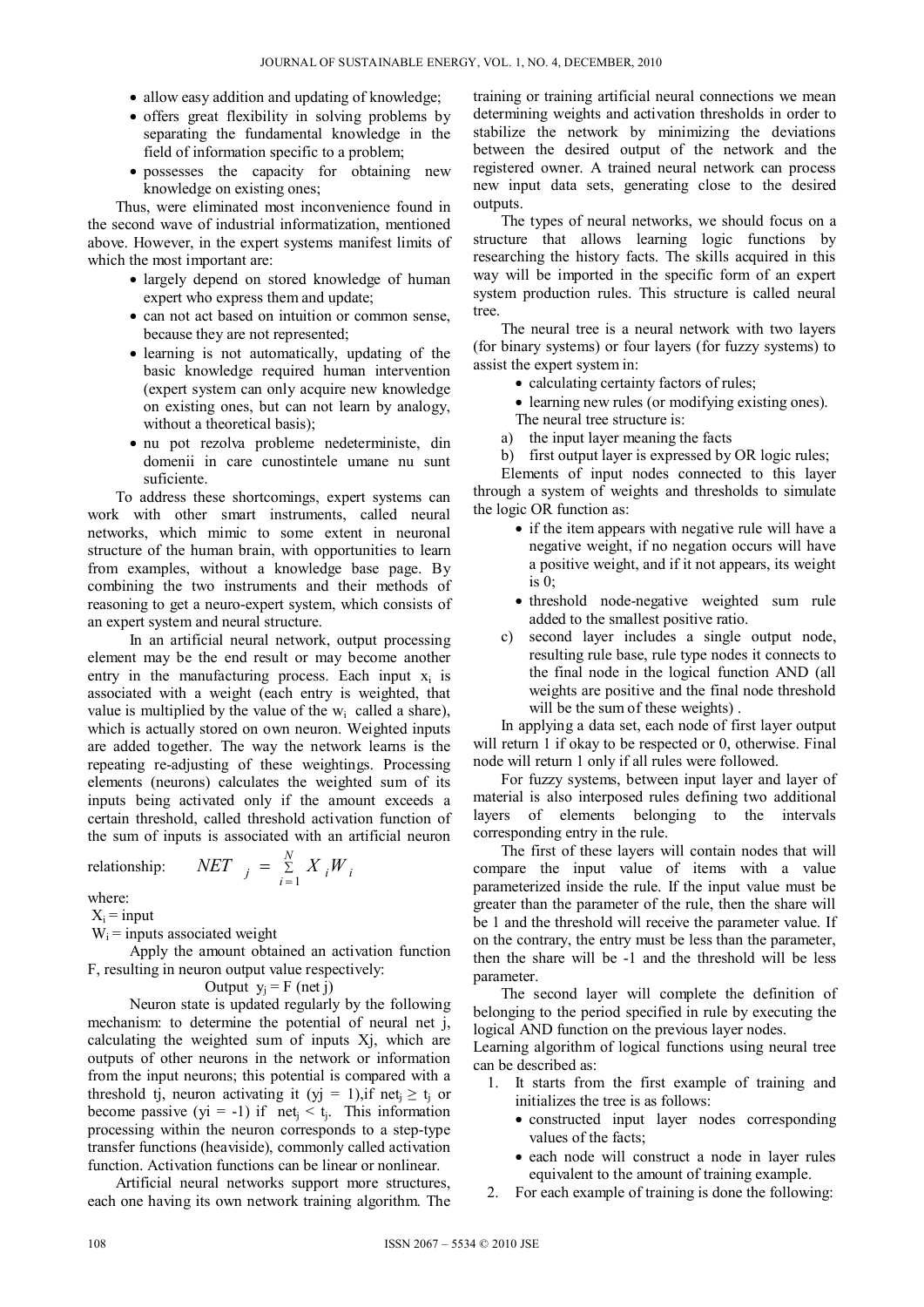- allow easy addition and updating of knowledge;
- offers great flexibility in solving problems by separating the fundamental knowledge in the field of information specific to a problem;
- possesses the capacity for obtaining new knowledge on existing ones;

Thus, were eliminated most inconvenience found in the second wave of industrial informatization, mentioned above. However, in the expert systems manifest limits of which the most important are:

- largely depend on stored knowledge of human expert who express them and update;
- can not act based on intuition or common sense, because they are not represented;
- learning is not automatically, updating of the basic knowledge required human intervention (expert system can only acquire new knowledge on existing ones, but can not learn by analogy, without a theoretical basis);
- nu pot rezolva probleme nedeterministe, din domenii in care cunostintele umane nu sunt suficiente.

To address these shortcomings, expert systems can work with other smart instruments, called neural networks, which mimic to some extent in neuronal structure of the human brain, with opportunities to learn from examples, without a knowledge base page. By combining the two instruments and their methods of reasoning to get a neuro-expert system, which consists of an expert system and neural structure.

In an artificial neural network, output processing element may be the end result or may become another entry in the manufacturing process. Each input $x_i$ is associated with a weight (each entry is weighted, that value is multiplied by the value of the $w_i$ called a share), which is actually stored on own neuron. Weighted inputs are added together. The way the network learns is the repeating re-adjusting of these weightings. Processing elements (neurons) calculates the weighted sum of its inputs being activated only if the amount exceeds a certain threshold, called threshold activation function of the sum of inputs is associated with an artificial neuron relationship:

$$NET_j = \sum_{i=1}^{N} X_i W_i$$

where:

$X_i$ = input

$W_i$ = inputs associated weight

Apply the amount obtained an activation function F, resulting in neuron output value respectively:

Output $y_j = F(\text{net } j)$

Neuron state is updated regularly by the following mechanism: to determine the potential of neural net j, calculating the weighted sum of inputs Xj, which are outputs of other neurons in the network or information from the input neurons; this potential is compared with a threshold tj, neuron activating it ($y_j = 1$),if $net_j \geq t_j$ or become passive ($y_i = -1$) if $net_j < t_j$. This information processing within the neuron corresponds to a step-type transfer functions (heaviside), commonly called activation function. Activation functions can be linear or nonlinear.

Artificial neural networks support more structures, each one having its own network training algorithm. The training or training artificial neural connections we mean determining weights and activation thresholds in order to stabilize the network by minimizing the deviations between the desired output of the network and the registered owner. A trained neural network can process new input data sets, generating close to the desired outputs.

The types of neural networks, we should focus on a structure that allows learning logic functions by researching the history facts. The skills acquired in this way will be imported in the specific form of an expert system production rules. This structure is called neural tree.

The neural tree is a neural network with two layers (for binary systems) or four layers (for fuzzy systems) to assist the expert system in:

- calculating certainty factors of rules;
- learning new rules (or modifying existing ones).

The neural tree structure is:

a) the input layer meaning the facts

b) first output layer is expressed by OR logic rules;

Elements of input nodes connected to this layer through a system of weights and thresholds to simulate the logic OR function as:

- if the item appears with negative rule will have a negative weight, if no negation occurs will have a positive weight, and if it not appears, its weight is 0;
- threshold node-negative weighted sum rule added to the smallest positive ratio.

c) second layer includes a single output node, resulting rule base, rule type nodes it connects to the final node in the logical function AND (all weights are positive and the final node threshold will be the sum of these weights) .

In applying a data set, each node of first layer output will return 1 if okay to be respected or 0, otherwise. Final node will return 1 only if all rules were followed.

For fuzzy systems, between input layer and layer of material is also interposed rules defining two additional layers of elements belonging to the intervals corresponding entry in the rule.

The first of these layers will contain nodes that will compare the input value of items with a value parameterized inside the rule. If the input value must be greater than the parameter of the rule, then the share will be 1 and the threshold will receive the parameter value. If on the contrary, the entry must be less than the parameter, then the share will be -1 and the threshold will be less parameter.

The second layer will complete the definition of belonging to the period specified in rule by executing the logical AND function on the previous layer nodes.

Learning algorithm of logical functions using neural tree can be described as:

1. It starts from the first example of training and initializes the tree is as follows:
   - constructed input layer nodes corresponding values of the facts;
   - each node will construct a node in layer rules equivalent to the amount of training example.
2. For each example of training is done the following: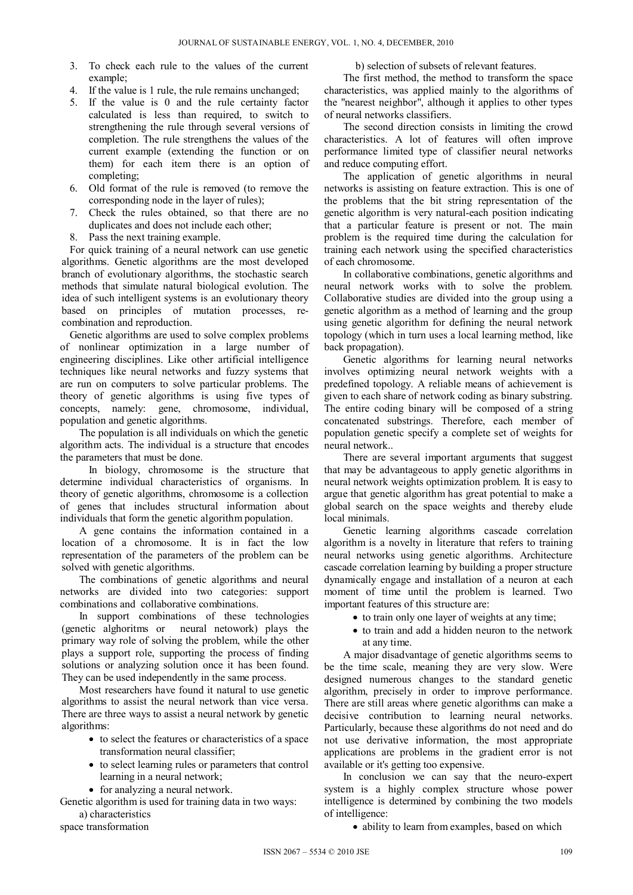3. To check each rule to the values of the current example;
4. If the value is 1 rule, the rule remains unchanged;
5. If the value is 0 and the rule certainty factor calculated is less than required, to switch to strengthening the rule through several versions of completion. The rule strengthens the values of the current example (extending the function or on them) for each item there is an option of completing;
6. Old format of the rule is removed (to remove the corresponding node in the layer of rules);
7. Check the rules obtained, so that there are no duplicates and does not include each other;
8. Pass the next training example.

For quick training of a neural network can use genetic algorithms. Genetic algorithms are the most developed branch of evolutionary algorithms, the stochastic search methods that simulate natural biological evolution. The idea of such intelligent systems is an evolutionary theory based on principles of mutation processes, re-combination and reproduction.

Genetic algorithms are used to solve complex problems of nonlinear optimization in a large number of engineering disciplines. Like other artificial intelligence techniques like neural networks and fuzzy systems that are run on computers to solve particular problems. The theory of genetic algorithms is using five types of concepts, namely: gene, chromosome, individual, population and genetic algorithms.

The population is all individuals on which the genetic algorithm acts. The individual is a structure that encodes the parameters that must be done.

In biology, chromosome is the structure that determine individual characteristics of organisms. In theory of genetic algorithms, chromosome is a collection of genes that includes structural information about individuals that form the genetic algorithm population.

A gene contains the information contained in a location of a chromosome. It is in fact the low representation of the parameters of the problem can be solved with genetic algorithms.

The combinations of genetic algorithms and neural networks are divided into two categories: support combinations and collaborative combinations.

In support combinations of these technologies (genetic alghoritms or neural netowork) plays the primary way role of solving the problem, while the other plays a support role, supporting the process of finding solutions or analyzing solution once it has been found. They can be used independently in the same process.

Most researchers have found it natural to use genetic algorithms to assist the neural network than vice versa. There are three ways to assist a neural network by genetic algorithms:

- to select the features or characteristics of a space transformation neural classifier;
- to select learning rules or parameters that control learning in a neural network;
- for analyzing a neural network.

Genetic algorithm is used for training data in two ways:

a) characteristics space transformation

b) selection of subsets of relevant features.

The first method, the method to transform the space characteristics, was applied mainly to the algorithms of the "nearest neighbor", although it applies to other types of neural networks classifiers.

The second direction consists in limiting the crowd characteristics. A lot of features will often improve performance limited type of classifier neural networks and reduce computing effort.

The application of genetic algorithms in neural networks is assisting on feature extraction. This is one of the problems that the bit string representation of the genetic algorithm is very natural-each position indicating that a particular feature is present or not. The main problem is the required time during the calculation for training each network using the specified characteristics of each chromosome.

In collaborative combinations, genetic algorithms and neural network works with to solve the problem. Collaborative studies are divided into the group using a genetic algorithm as a method of learning and the group using genetic algorithm for defining the neural network topology (which in turn uses a local learning method, like back propagation).

Genetic algorithms for learning neural networks involves optimizing neural network weights with a predefined topology. A reliable means of achievement is given to each share of network coding as binary substring. The entire coding binary will be composed of a string concatenated substrings. Therefore, each member of population genetic specify a complete set of weights for neural network..

There are several important arguments that suggest that may be advantageous to apply genetic algorithms in neural network weights optimization problem. It is easy to argue that genetic algorithm has great potential to make a global search on the space weights and thereby elude local minimals.

Genetic learning algorithms cascade correlation algorithm is a novelty in literature that refers to training neural networks using genetic algorithms. Architecture cascade correlation learning by building a proper structure dynamically engage and installation of a neuron at each moment of time until the problem is learned. Two important features of this structure are:

- to train only one layer of weights at any time;
- to train and add a hidden neuron to the network at any time.

A major disadvantage of genetic algorithms seems to be the time scale, meaning they are very slow. Were designed numerous changes to the standard genetic algorithm, precisely in order to improve performance. There are still areas where genetic algorithms can make a decisive contribution to learning neural networks. Particularly, because these algorithms do not need and do not use derivative information, the most appropriate applications are problems in the gradient error is not available or it's getting too expensive.

In conclusion we can say that the neuro-expert system is a highly complex structure whose power intelligence is determined by combining the two models of intelligence:

- ability to learn from examples, based on which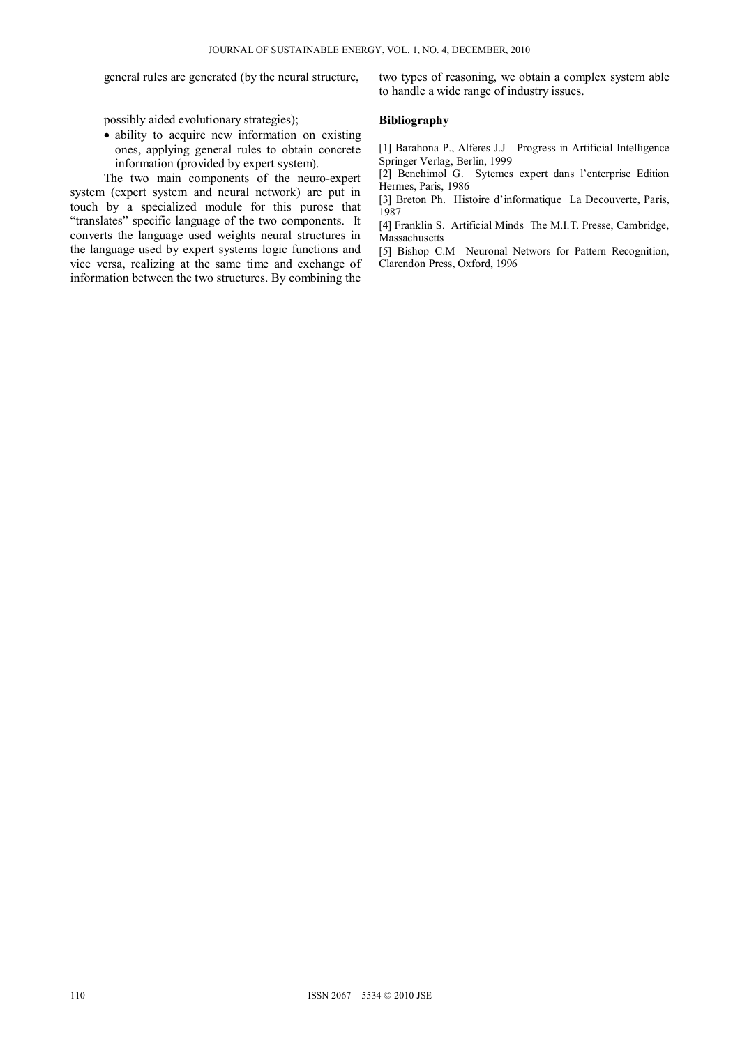general rules are generated (by the neural structure,

possibly aided evolutionary strategies);

- ability to acquire new information on existing ones, applying general rules to obtain concrete information (provided by expert system).

The two main components of the neuro-expert system (expert system and neural network) are put in touch by a specialized module for this purose that "translates" specific language of the two components. It converts the language used weights neural structures in the language used by expert systems logic functions and vice versa, realizing at the same time and exchange of information between the two structures. By combining the two types of reasoning, we obtain a complex system able to handle a wide range of industry issues.

**Bibliography**

[1] Barahona P., Alferes J.J Progress in Artificial Intelligence Springer Verlag, Berlin, 1999

[2] Benchimol G. Sytemes expert dans l'enterprise Edition Hermes, Paris, 1986

[3] Breton Ph. Histoire d'informatique La Decouverte, Paris, 1987

[4] Franklin S. Artificial Minds The M.I.T. Presse, Cambridge, Massachusetts

[5] Bishop C.M Neuronal Networs for Pattern Recognition, Clarendon Press, Oxford, 1996